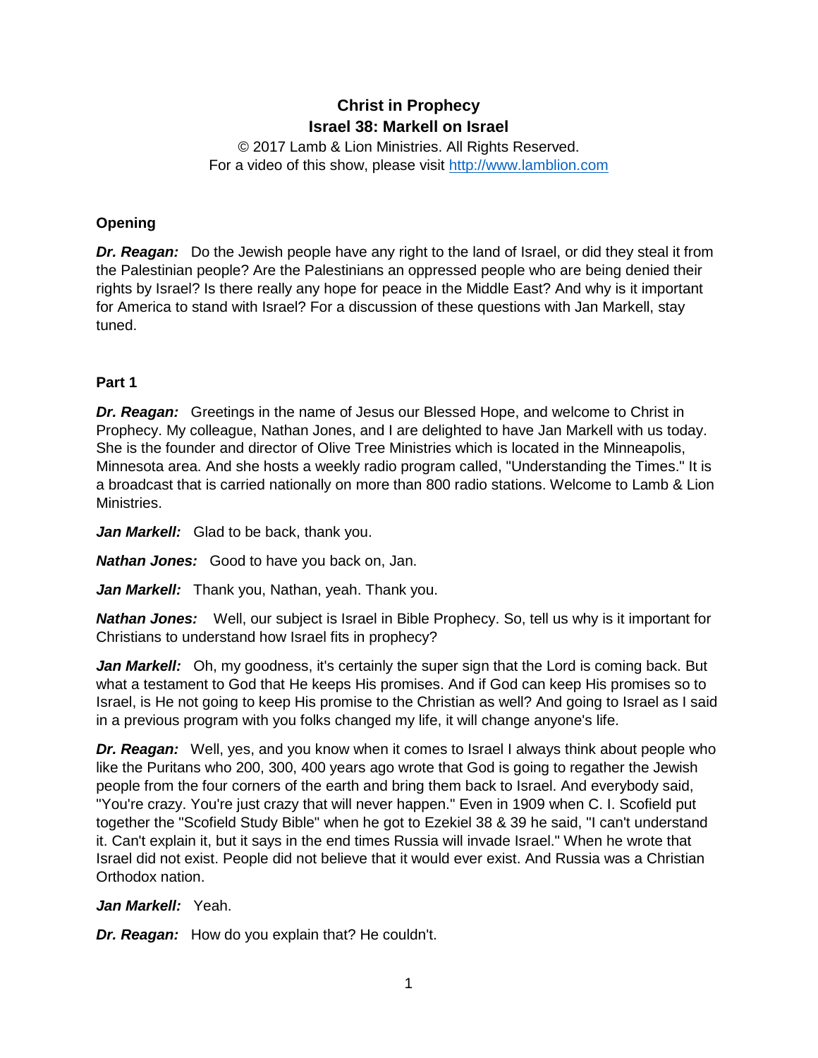# Christ in Prophecy
## Israel 38: Markell on Israel

© 2017 Lamb & Lion Ministries. All Rights Reserved.
For a video of this show, please visit http://www.lamblion.com

### Opening

***Dr. Reagan:*** Do the Jewish people have any right to the land of Israel, or did they steal it from the Palestinian people? Are the Palestinians an oppressed people who are being denied their rights by Israel? Is there really any hope for peace in the Middle East? And why is it important for America to stand with Israel? For a discussion of these questions with Jan Markell, stay tuned.

### Part 1

***Dr. Reagan:*** Greetings in the name of Jesus our Blessed Hope, and welcome to Christ in Prophecy. My colleague, Nathan Jones, and I are delighted to have Jan Markell with us today. She is the founder and director of Olive Tree Ministries which is located in the Minneapolis, Minnesota area. And she hosts a weekly radio program called, "Understanding the Times." It is a broadcast that is carried nationally on more than 800 radio stations. Welcome to Lamb & Lion Ministries.

***Jan Markell:*** Glad to be back, thank you.

***Nathan Jones:*** Good to have you back on, Jan.

***Jan Markell:*** Thank you, Nathan, yeah. Thank you.

***Nathan Jones:*** Well, our subject is Israel in Bible Prophecy. So, tell us why is it important for Christians to understand how Israel fits in prophecy?

***Jan Markell:*** Oh, my goodness, it's certainly the super sign that the Lord is coming back. But what a testament to God that He keeps His promises. And if God can keep His promises so to Israel, is He not going to keep His promise to the Christian as well? And going to Israel as I said in a previous program with you folks changed my life, it will change anyone's life.

***Dr. Reagan:*** Well, yes, and you know when it comes to Israel I always think about people who like the Puritans who 200, 300, 400 years ago wrote that God is going to regather the Jewish people from the four corners of the earth and bring them back to Israel. And everybody said, "You're crazy. You're just crazy that will never happen." Even in 1909 when C. I. Scofield put together the "Scofield Study Bible" when he got to Ezekiel 38 & 39 he said, "I can't understand it. Can't explain it, but it says in the end times Russia will invade Israel." When he wrote that Israel did not exist. People did not believe that it would ever exist. And Russia was a Christian Orthodox nation.

***Jan Markell:*** Yeah.

***Dr. Reagan:*** How do you explain that? He couldn't.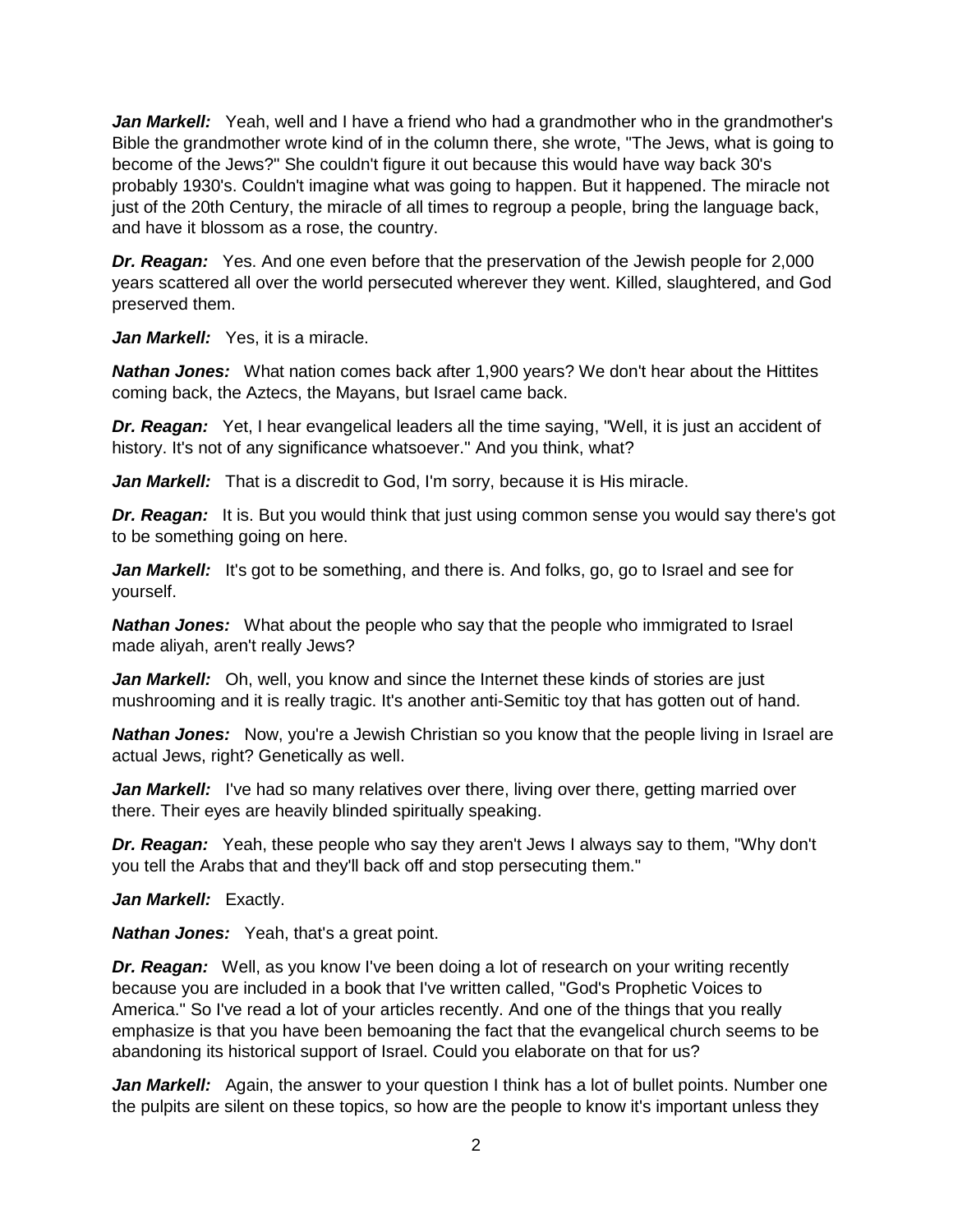***Jan Markell:*** Yeah, well and I have a friend who had a grandmother who in the grandmother's Bible the grandmother wrote kind of in the column there, she wrote, "The Jews, what is going to become of the Jews?" She couldn't figure it out because this would have way back 30's probably 1930's. Couldn't imagine what was going to happen. But it happened. The miracle not just of the 20th Century, the miracle of all times to regroup a people, bring the language back, and have it blossom as a rose, the country.

***Dr. Reagan:*** Yes. And one even before that the preservation of the Jewish people for 2,000 years scattered all over the world persecuted wherever they went. Killed, slaughtered, and God preserved them.

***Jan Markell:*** Yes, it is a miracle.

***Nathan Jones:*** What nation comes back after 1,900 years? We don't hear about the Hittites coming back, the Aztecs, the Mayans, but Israel came back.

***Dr. Reagan:*** Yet, I hear evangelical leaders all the time saying, "Well, it is just an accident of history. It's not of any significance whatsoever." And you think, what?

***Jan Markell:*** That is a discredit to God, I'm sorry, because it is His miracle.

***Dr. Reagan:*** It is. But you would think that just using common sense you would say there's got to be something going on here.

***Jan Markell:*** It's got to be something, and there is. And folks, go, go to Israel and see for yourself.

***Nathan Jones:*** What about the people who say that the people who immigrated to Israel made aliyah, aren't really Jews?

***Jan Markell:*** Oh, well, you know and since the Internet these kinds of stories are just mushrooming and it is really tragic. It's another anti-Semitic toy that has gotten out of hand.

***Nathan Jones:*** Now, you're a Jewish Christian so you know that the people living in Israel are actual Jews, right? Genetically as well.

***Jan Markell:*** I've had so many relatives over there, living over there, getting married over there. Their eyes are heavily blinded spiritually speaking.

***Dr. Reagan:*** Yeah, these people who say they aren't Jews I always say to them, "Why don't you tell the Arabs that and they'll back off and stop persecuting them."

***Jan Markell:*** Exactly.

***Nathan Jones:*** Yeah, that's a great point.

***Dr. Reagan:*** Well, as you know I've been doing a lot of research on your writing recently because you are included in a book that I've written called, "God's Prophetic Voices to America." So I've read a lot of your articles recently. And one of the things that you really emphasize is that you have been bemoaning the fact that the evangelical church seems to be abandoning its historical support of Israel. Could you elaborate on that for us?

***Jan Markell:*** Again, the answer to your question I think has a lot of bullet points. Number one the pulpits are silent on these topics, so how are the people to know it's important unless they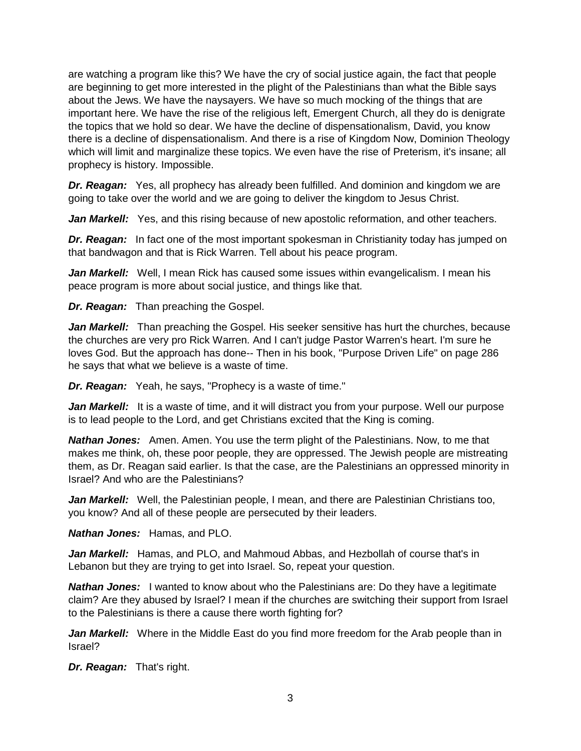are watching a program like this? We have the cry of social justice again, the fact that people are beginning to get more interested in the plight of the Palestinians than what the Bible says about the Jews. We have the naysayers. We have so much mocking of the things that are important here. We have the rise of the religious left, Emergent Church, all they do is denigrate the topics that we hold so dear. We have the decline of dispensationalism, David, you know there is a decline of dispensationalism. And there is a rise of Kingdom Now, Dominion Theology which will limit and marginalize these topics. We even have the rise of Preterism, it's insane; all prophecy is history. Impossible.

***Dr. Reagan:*** Yes, all prophecy has already been fulfilled. And dominion and kingdom we are going to take over the world and we are going to deliver the kingdom to Jesus Christ.

***Jan Markell:*** Yes, and this rising because of new apostolic reformation, and other teachers.

***Dr. Reagan:*** In fact one of the most important spokesman in Christianity today has jumped on that bandwagon and that is Rick Warren. Tell about his peace program.

***Jan Markell:*** Well, I mean Rick has caused some issues within evangelicalism. I mean his peace program is more about social justice, and things like that.

***Dr. Reagan:*** Than preaching the Gospel.

***Jan Markell:*** Than preaching the Gospel. His seeker sensitive has hurt the churches, because the churches are very pro Rick Warren. And I can't judge Pastor Warren's heart. I'm sure he loves God. But the approach has done-- Then in his book, "Purpose Driven Life" on page 286 he says that what we believe is a waste of time.

***Dr. Reagan:*** Yeah, he says, "Prophecy is a waste of time."

***Jan Markell:*** It is a waste of time, and it will distract you from your purpose. Well our purpose is to lead people to the Lord, and get Christians excited that the King is coming.

***Nathan Jones:*** Amen. Amen. You use the term plight of the Palestinians. Now, to me that makes me think, oh, these poor people, they are oppressed. The Jewish people are mistreating them, as Dr. Reagan said earlier. Is that the case, are the Palestinians an oppressed minority in Israel? And who are the Palestinians?

***Jan Markell:*** Well, the Palestinian people, I mean, and there are Palestinian Christians too, you know? And all of these people are persecuted by their leaders.

***Nathan Jones:*** Hamas, and PLO.

***Jan Markell:*** Hamas, and PLO, and Mahmoud Abbas, and Hezbollah of course that's in Lebanon but they are trying to get into Israel. So, repeat your question.

***Nathan Jones:*** I wanted to know about who the Palestinians are: Do they have a legitimate claim? Are they abused by Israel? I mean if the churches are switching their support from Israel to the Palestinians is there a cause there worth fighting for?

***Jan Markell:*** Where in the Middle East do you find more freedom for the Arab people than in Israel?

***Dr. Reagan:*** That's right.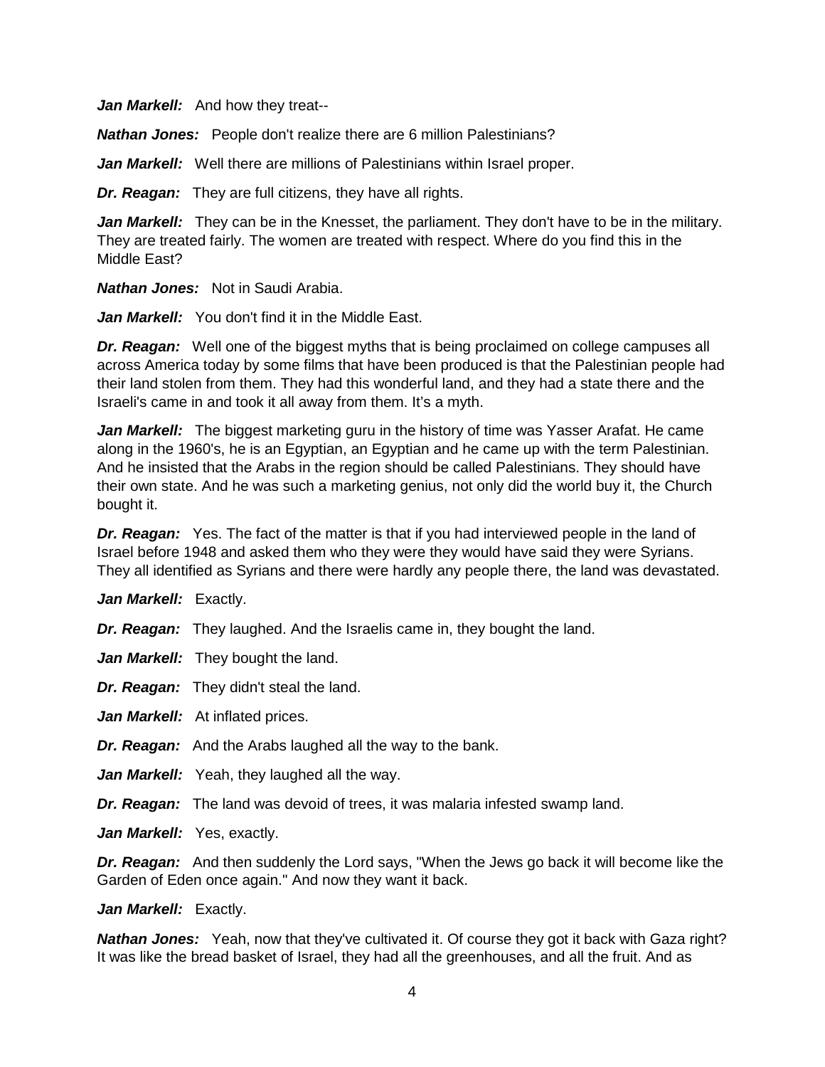***Jan Markell:*** And how they treat--

***Nathan Jones:*** People don't realize there are 6 million Palestinians?

***Jan Markell:*** Well there are millions of Palestinians within Israel proper.

***Dr. Reagan:*** They are full citizens, they have all rights.

***Jan Markell:*** They can be in the Knesset, the parliament. They don't have to be in the military. They are treated fairly. The women are treated with respect. Where do you find this in the Middle East?

***Nathan Jones:*** Not in Saudi Arabia.

***Jan Markell:*** You don't find it in the Middle East.

***Dr. Reagan:*** Well one of the biggest myths that is being proclaimed on college campuses all across America today by some films that have been produced is that the Palestinian people had their land stolen from them. They had this wonderful land, and they had a state there and the Israeli's came in and took it all away from them. It's a myth.

***Jan Markell:*** The biggest marketing guru in the history of time was Yasser Arafat. He came along in the 1960's, he is an Egyptian, an Egyptian and he came up with the term Palestinian. And he insisted that the Arabs in the region should be called Palestinians. They should have their own state. And he was such a marketing genius, not only did the world buy it, the Church bought it.

***Dr. Reagan:*** Yes. The fact of the matter is that if you had interviewed people in the land of Israel before 1948 and asked them who they were they would have said they were Syrians. They all identified as Syrians and there were hardly any people there, the land was devastated.

***Jan Markell:*** Exactly.

***Dr. Reagan:*** They laughed. And the Israelis came in, they bought the land.

***Jan Markell:*** They bought the land.

***Dr. Reagan:*** They didn't steal the land.

***Jan Markell:*** At inflated prices.

***Dr. Reagan:*** And the Arabs laughed all the way to the bank.

***Jan Markell:*** Yeah, they laughed all the way.

***Dr. Reagan:*** The land was devoid of trees, it was malaria infested swamp land.

***Jan Markell:*** Yes, exactly.

***Dr. Reagan:*** And then suddenly the Lord says, "When the Jews go back it will become like the Garden of Eden once again." And now they want it back.

***Jan Markell:*** Exactly.

***Nathan Jones:*** Yeah, now that they've cultivated it. Of course they got it back with Gaza right? It was like the bread basket of Israel, they had all the greenhouses, and all the fruit. And as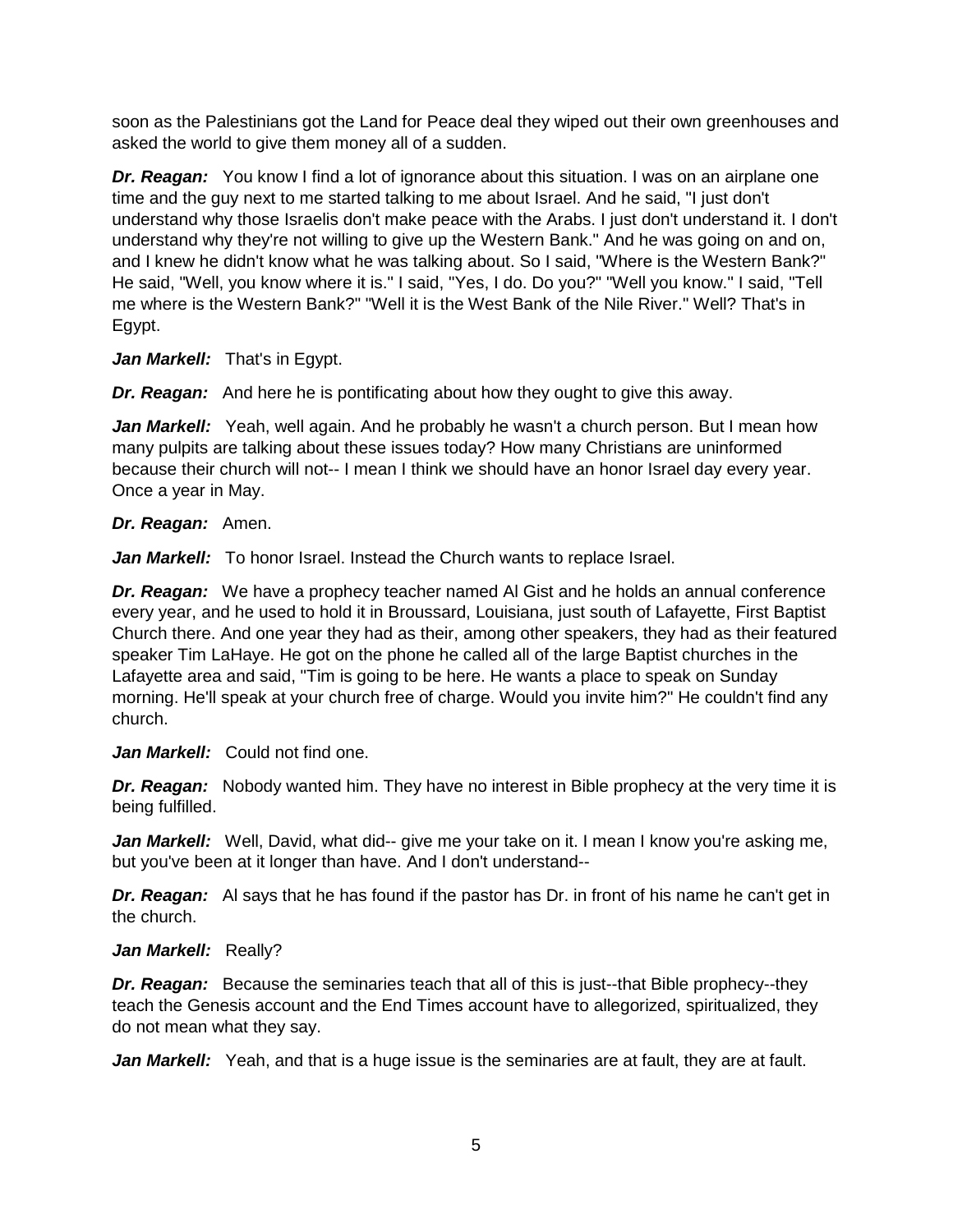soon as the Palestinians got the Land for Peace deal they wiped out their own greenhouses and asked the world to give them money all of a sudden.

***Dr. Reagan:*** You know I find a lot of ignorance about this situation. I was on an airplane one time and the guy next to me started talking to me about Israel. And he said, "I just don't understand why those Israelis don't make peace with the Arabs. I just don't understand it. I don't understand why they're not willing to give up the Western Bank." And he was going on and on, and I knew he didn't know what he was talking about. So I said, "Where is the Western Bank?" He said, "Well, you know where it is." I said, "Yes, I do. Do you?" "Well you know." I said, "Tell me where is the Western Bank?" "Well it is the West Bank of the Nile River." Well? That's in Egypt.

***Jan Markell:*** That's in Egypt.

***Dr. Reagan:*** And here he is pontificating about how they ought to give this away.

***Jan Markell:*** Yeah, well again. And he probably he wasn't a church person. But I mean how many pulpits are talking about these issues today? How many Christians are uninformed because their church will not-- I mean I think we should have an honor Israel day every year. Once a year in May.

***Dr. Reagan:*** Amen.

***Jan Markell:*** To honor Israel. Instead the Church wants to replace Israel.

***Dr. Reagan:*** We have a prophecy teacher named Al Gist and he holds an annual conference every year, and he used to hold it in Broussard, Louisiana, just south of Lafayette, First Baptist Church there. And one year they had as their, among other speakers, they had as their featured speaker Tim LaHaye. He got on the phone he called all of the large Baptist churches in the Lafayette area and said, "Tim is going to be here. He wants a place to speak on Sunday morning. He'll speak at your church free of charge. Would you invite him?" He couldn't find any church.

***Jan Markell:*** Could not find one.

***Dr. Reagan:*** Nobody wanted him. They have no interest in Bible prophecy at the very time it is being fulfilled.

***Jan Markell:*** Well, David, what did-- give me your take on it. I mean I know you're asking me, but you've been at it longer than have. And I don't understand--

***Dr. Reagan:*** Al says that he has found if the pastor has Dr. in front of his name he can't get in the church.

***Jan Markell:*** Really?

***Dr. Reagan:*** Because the seminaries teach that all of this is just--that Bible prophecy--they teach the Genesis account and the End Times account have to allegorized, spiritualized, they do not mean what they say.

***Jan Markell:*** Yeah, and that is a huge issue is the seminaries are at fault, they are at fault.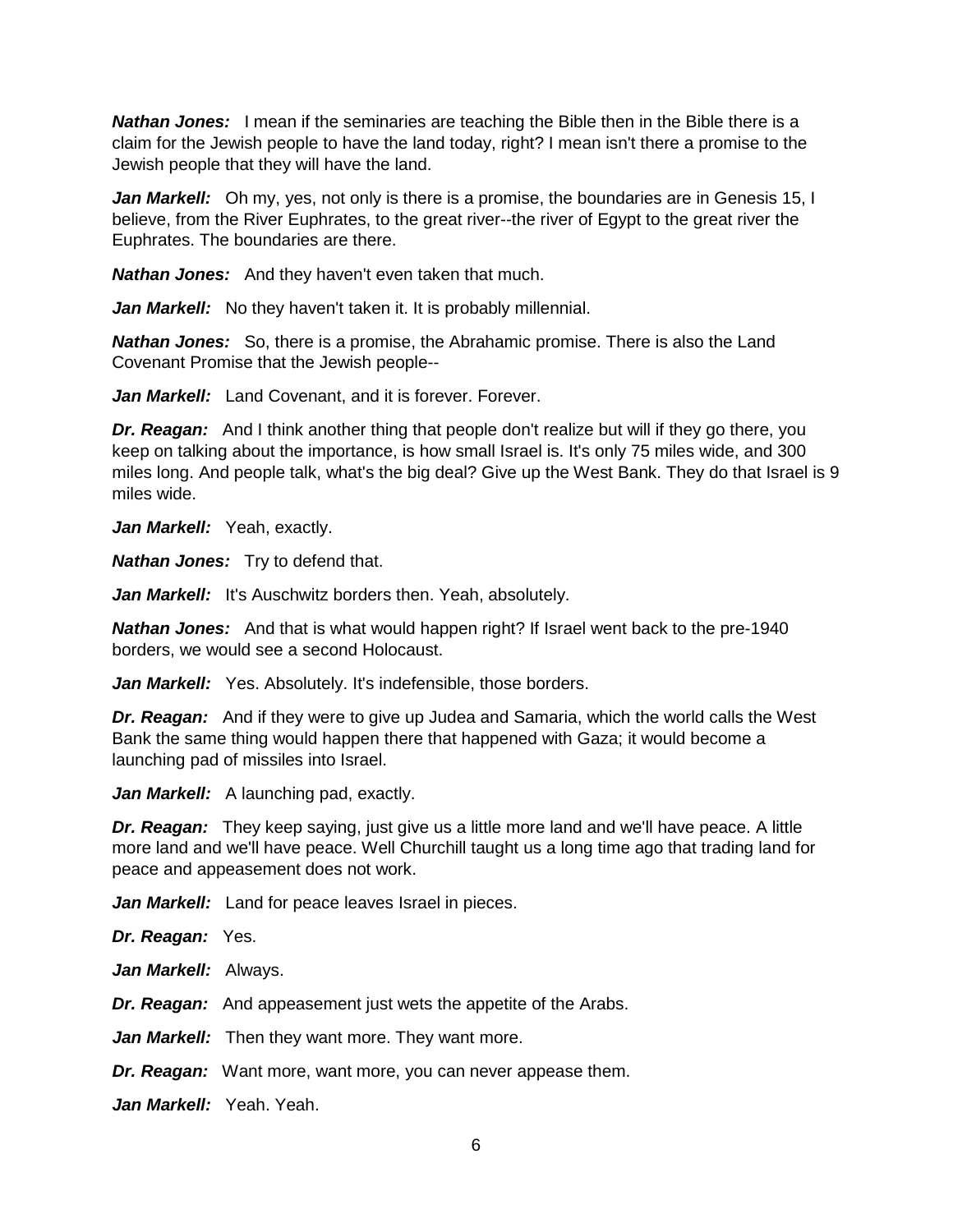***Nathan Jones:*** I mean if the seminaries are teaching the Bible then in the Bible there is a claim for the Jewish people to have the land today, right? I mean isn't there a promise to the Jewish people that they will have the land.

***Jan Markell:*** Oh my, yes, not only is there is a promise, the boundaries are in Genesis 15, I believe, from the River Euphrates, to the great river--the river of Egypt to the great river the Euphrates. The boundaries are there.

***Nathan Jones:*** And they haven't even taken that much.

***Jan Markell:*** No they haven't taken it. It is probably millennial.

***Nathan Jones:*** So, there is a promise, the Abrahamic promise. There is also the Land Covenant Promise that the Jewish people--

***Jan Markell:*** Land Covenant, and it is forever. Forever.

***Dr. Reagan:*** And I think another thing that people don't realize but will if they go there, you keep on talking about the importance, is how small Israel is. It's only 75 miles wide, and 300 miles long. And people talk, what's the big deal? Give up the West Bank. They do that Israel is 9 miles wide.

***Jan Markell:*** Yeah, exactly.

***Nathan Jones:*** Try to defend that.

***Jan Markell:*** It's Auschwitz borders then. Yeah, absolutely.

***Nathan Jones:*** And that is what would happen right? If Israel went back to the pre-1940 borders, we would see a second Holocaust.

***Jan Markell:*** Yes. Absolutely. It's indefensible, those borders.

***Dr. Reagan:*** And if they were to give up Judea and Samaria, which the world calls the West Bank the same thing would happen there that happened with Gaza; it would become a launching pad of missiles into Israel.

***Jan Markell:*** A launching pad, exactly.

***Dr. Reagan:*** They keep saying, just give us a little more land and we'll have peace. A little more land and we'll have peace. Well Churchill taught us a long time ago that trading land for peace and appeasement does not work.

***Jan Markell:*** Land for peace leaves Israel in pieces.

***Dr. Reagan:*** Yes.

***Jan Markell:*** Always.

***Dr. Reagan:*** And appeasement just wets the appetite of the Arabs.

***Jan Markell:*** Then they want more. They want more.

***Dr. Reagan:*** Want more, want more, you can never appease them.

***Jan Markell:*** Yeah. Yeah.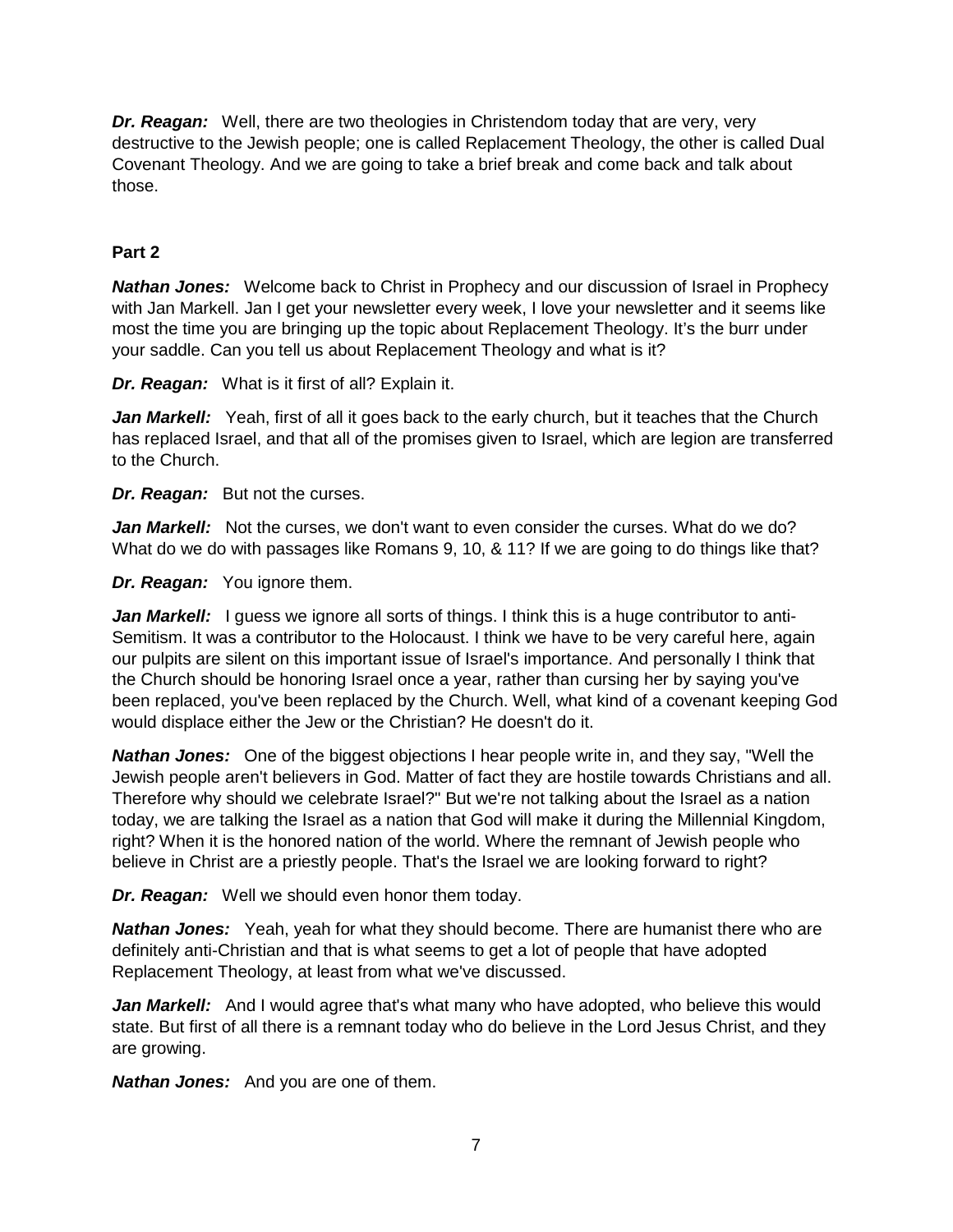***Dr. Reagan:*** Well, there are two theologies in Christendom today that are very, very destructive to the Jewish people; one is called Replacement Theology, the other is called Dual Covenant Theology. And we are going to take a brief break and come back and talk about those.

**Part 2**

***Nathan Jones:*** Welcome back to Christ in Prophecy and our discussion of Israel in Prophecy with Jan Markell. Jan I get your newsletter every week, I love your newsletter and it seems like most the time you are bringing up the topic about Replacement Theology. It's the burr under your saddle. Can you tell us about Replacement Theology and what is it?

***Dr. Reagan:*** What is it first of all? Explain it.

***Jan Markell:*** Yeah, first of all it goes back to the early church, but it teaches that the Church has replaced Israel, and that all of the promises given to Israel, which are legion are transferred to the Church.

***Dr. Reagan:*** But not the curses.

***Jan Markell:*** Not the curses, we don't want to even consider the curses. What do we do? What do we do with passages like Romans 9, 10, & 11? If we are going to do things like that?

***Dr. Reagan:*** You ignore them.

***Jan Markell:*** I guess we ignore all sorts of things. I think this is a huge contributor to anti-Semitism. It was a contributor to the Holocaust. I think we have to be very careful here, again our pulpits are silent on this important issue of Israel's importance. And personally I think that the Church should be honoring Israel once a year, rather than cursing her by saying you've been replaced, you've been replaced by the Church. Well, what kind of a covenant keeping God would displace either the Jew or the Christian? He doesn't do it.

***Nathan Jones:*** One of the biggest objections I hear people write in, and they say, "Well the Jewish people aren't believers in God. Matter of fact they are hostile towards Christians and all. Therefore why should we celebrate Israel?" But we're not talking about the Israel as a nation today, we are talking the Israel as a nation that God will make it during the Millennial Kingdom, right? When it is the honored nation of the world. Where the remnant of Jewish people who believe in Christ are a priestly people. That's the Israel we are looking forward to right?

***Dr. Reagan:*** Well we should even honor them today.

***Nathan Jones:*** Yeah, yeah for what they should become. There are humanist there who are definitely anti-Christian and that is what seems to get a lot of people that have adopted Replacement Theology, at least from what we've discussed.

***Jan Markell:*** And I would agree that's what many who have adopted, who believe this would state. But first of all there is a remnant today who do believe in the Lord Jesus Christ, and they are growing.

***Nathan Jones:*** And you are one of them.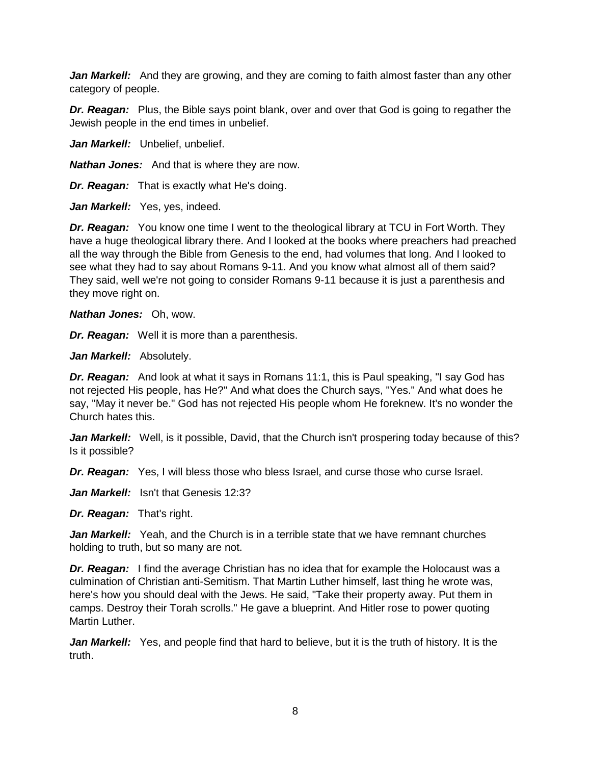***Jan Markell:*** And they are growing, and they are coming to faith almost faster than any other category of people.

***Dr. Reagan:*** Plus, the Bible says point blank, over and over that God is going to regather the Jewish people in the end times in unbelief.

***Jan Markell:*** Unbelief, unbelief.

***Nathan Jones:*** And that is where they are now.

***Dr. Reagan:*** That is exactly what He's doing.

***Jan Markell:*** Yes, yes, indeed.

***Dr. Reagan:*** You know one time I went to the theological library at TCU in Fort Worth. They have a huge theological library there. And I looked at the books where preachers had preached all the way through the Bible from Genesis to the end, had volumes that long. And I looked to see what they had to say about Romans 9-11. And you know what almost all of them said? They said, well we're not going to consider Romans 9-11 because it is just a parenthesis and they move right on.

***Nathan Jones:*** Oh, wow.

***Dr. Reagan:*** Well it is more than a parenthesis.

***Jan Markell:*** Absolutely.

***Dr. Reagan:*** And look at what it says in Romans 11:1, this is Paul speaking, "I say God has not rejected His people, has He?" And what does the Church says, "Yes." And what does he say, "May it never be." God has not rejected His people whom He foreknew. It's no wonder the Church hates this.

***Jan Markell:*** Well, is it possible, David, that the Church isn't prospering today because of this? Is it possible?

***Dr. Reagan:*** Yes, I will bless those who bless Israel, and curse those who curse Israel.

***Jan Markell:*** Isn't that Genesis 12:3?

***Dr. Reagan:*** That's right.

***Jan Markell:*** Yeah, and the Church is in a terrible state that we have remnant churches holding to truth, but so many are not.

***Dr. Reagan:*** I find the average Christian has no idea that for example the Holocaust was a culmination of Christian anti-Semitism. That Martin Luther himself, last thing he wrote was, here's how you should deal with the Jews. He said, "Take their property away. Put them in camps. Destroy their Torah scrolls." He gave a blueprint. And Hitler rose to power quoting Martin Luther.

***Jan Markell:*** Yes, and people find that hard to believe, but it is the truth of history. It is the truth.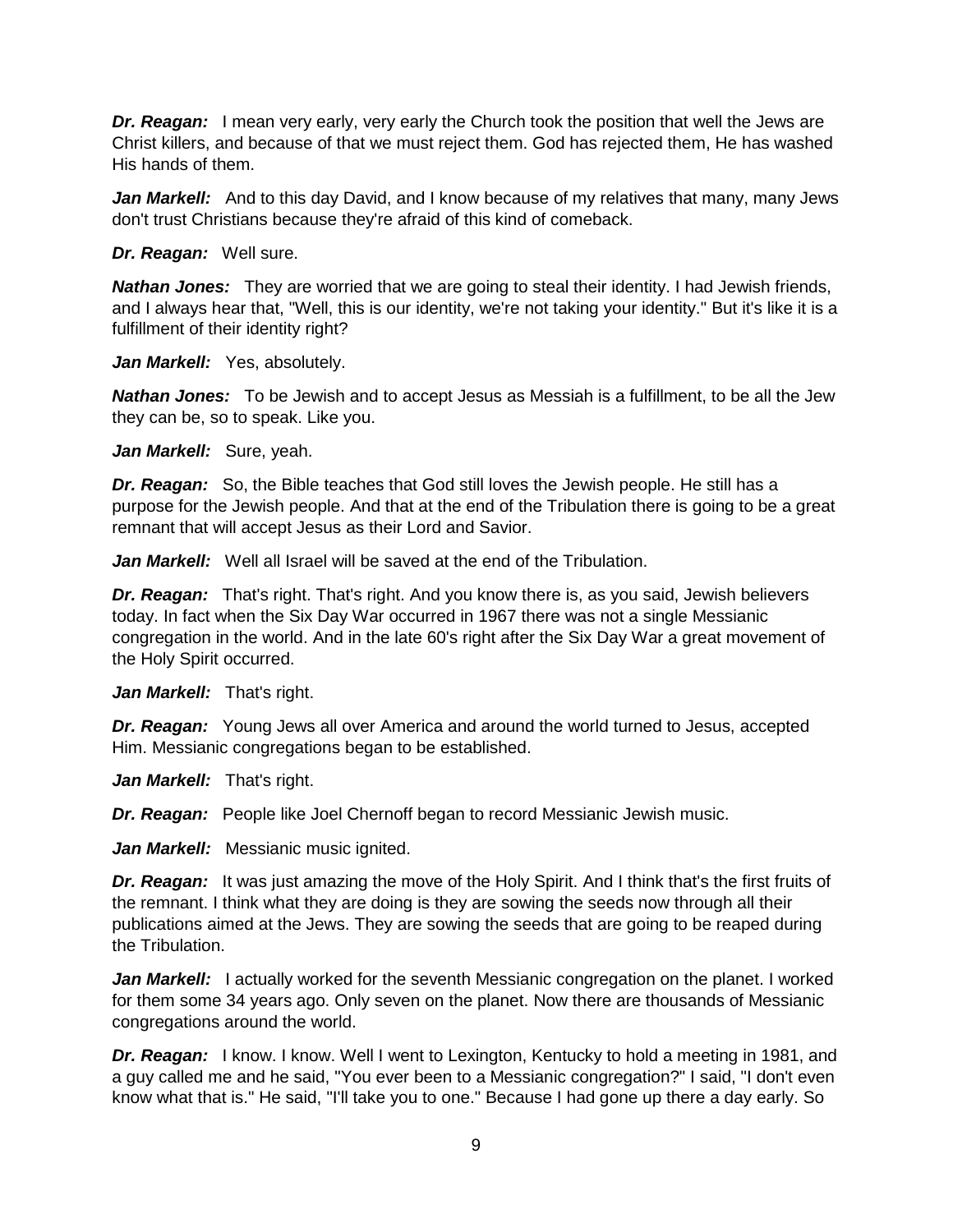***Dr. Reagan:*** I mean very early, very early the Church took the position that well the Jews are Christ killers, and because of that we must reject them. God has rejected them, He has washed His hands of them.

***Jan Markell:*** And to this day David, and I know because of my relatives that many, many Jews don't trust Christians because they're afraid of this kind of comeback.

***Dr. Reagan:*** Well sure.

***Nathan Jones:*** They are worried that we are going to steal their identity. I had Jewish friends, and I always hear that, "Well, this is our identity, we're not taking your identity." But it's like it is a fulfillment of their identity right?

***Jan Markell:*** Yes, absolutely.

***Nathan Jones:*** To be Jewish and to accept Jesus as Messiah is a fulfillment, to be all the Jew they can be, so to speak. Like you.

***Jan Markell:*** Sure, yeah.

***Dr. Reagan:*** So, the Bible teaches that God still loves the Jewish people. He still has a purpose for the Jewish people. And that at the end of the Tribulation there is going to be a great remnant that will accept Jesus as their Lord and Savior.

***Jan Markell:*** Well all Israel will be saved at the end of the Tribulation.

***Dr. Reagan:*** That's right. That's right. And you know there is, as you said, Jewish believers today. In fact when the Six Day War occurred in 1967 there was not a single Messianic congregation in the world. And in the late 60's right after the Six Day War a great movement of the Holy Spirit occurred.

***Jan Markell:*** That's right.

***Dr. Reagan:*** Young Jews all over America and around the world turned to Jesus, accepted Him. Messianic congregations began to be established.

***Jan Markell:*** That's right.

***Dr. Reagan:*** People like Joel Chernoff began to record Messianic Jewish music.

***Jan Markell:*** Messianic music ignited.

***Dr. Reagan:*** It was just amazing the move of the Holy Spirit. And I think that's the first fruits of the remnant. I think what they are doing is they are sowing the seeds now through all their publications aimed at the Jews. They are sowing the seeds that are going to be reaped during the Tribulation.

***Jan Markell:*** I actually worked for the seventh Messianic congregation on the planet. I worked for them some 34 years ago. Only seven on the planet. Now there are thousands of Messianic congregations around the world.

***Dr. Reagan:*** I know. I know. Well I went to Lexington, Kentucky to hold a meeting in 1981, and a guy called me and he said, "You ever been to a Messianic congregation?" I said, "I don't even know what that is." He said, "I'll take you to one." Because I had gone up there a day early. So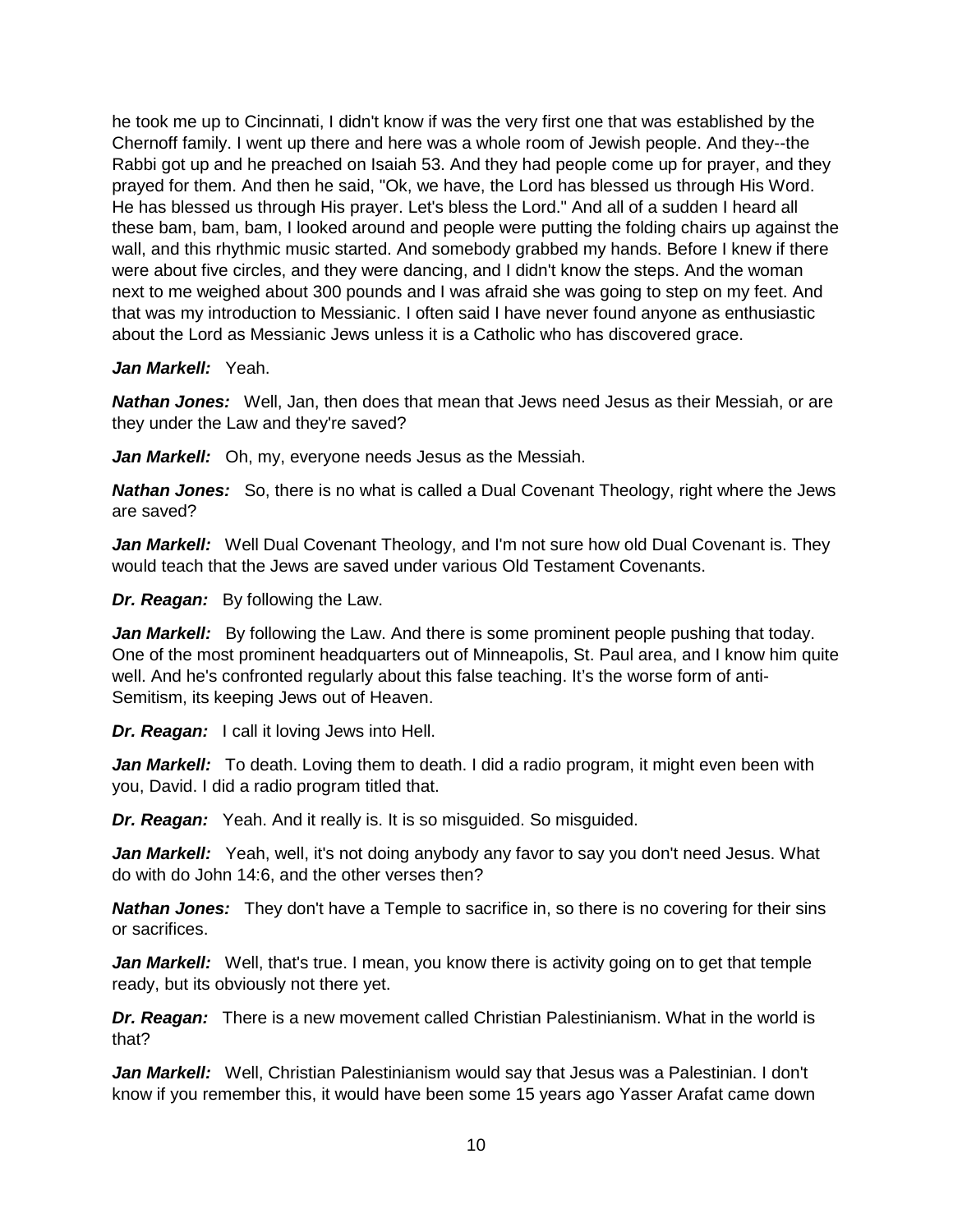he took me up to Cincinnati, I didn't know if was the very first one that was established by the Chernoff family. I went up there and here was a whole room of Jewish people. And they--the Rabbi got up and he preached on Isaiah 53. And they had people come up for prayer, and they prayed for them. And then he said, "Ok, we have, the Lord has blessed us through His Word. He has blessed us through His prayer. Let's bless the Lord." And all of a sudden I heard all these bam, bam, bam, I looked around and people were putting the folding chairs up against the wall, and this rhythmic music started. And somebody grabbed my hands. Before I knew if there were about five circles, and they were dancing, and I didn't know the steps. And the woman next to me weighed about 300 pounds and I was afraid she was going to step on my feet. And that was my introduction to Messianic. I often said I have never found anyone as enthusiastic about the Lord as Messianic Jews unless it is a Catholic who has discovered grace.

***Jan Markell:*** Yeah.

***Nathan Jones:*** Well, Jan, then does that mean that Jews need Jesus as their Messiah, or are they under the Law and they're saved?

***Jan Markell:*** Oh, my, everyone needs Jesus as the Messiah.

***Nathan Jones:*** So, there is no what is called a Dual Covenant Theology, right where the Jews are saved?

***Jan Markell:*** Well Dual Covenant Theology, and I'm not sure how old Dual Covenant is. They would teach that the Jews are saved under various Old Testament Covenants.

***Dr. Reagan:*** By following the Law.

***Jan Markell:*** By following the Law. And there is some prominent people pushing that today. One of the most prominent headquarters out of Minneapolis, St. Paul area, and I know him quite well. And he's confronted regularly about this false teaching. It's the worse form of anti-Semitism, its keeping Jews out of Heaven.

***Dr. Reagan:*** I call it loving Jews into Hell.

***Jan Markell:*** To death. Loving them to death. I did a radio program, it might even been with you, David. I did a radio program titled that.

***Dr. Reagan:*** Yeah. And it really is. It is so misguided. So misguided.

***Jan Markell:*** Yeah, well, it's not doing anybody any favor to say you don't need Jesus. What do with do John 14:6, and the other verses then?

***Nathan Jones:*** They don't have a Temple to sacrifice in, so there is no covering for their sins or sacrifices.

***Jan Markell:*** Well, that's true. I mean, you know there is activity going on to get that temple ready, but its obviously not there yet.

***Dr. Reagan:*** There is a new movement called Christian Palestinianism. What in the world is that?

***Jan Markell:*** Well, Christian Palestinianism would say that Jesus was a Palestinian. I don't know if you remember this, it would have been some 15 years ago Yasser Arafat came down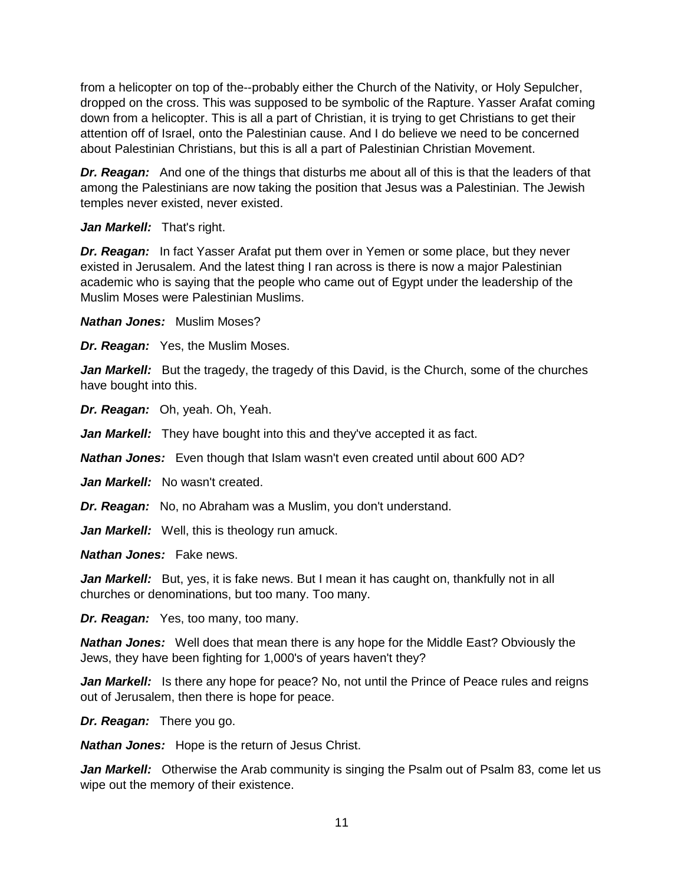from a helicopter on top of the--probably either the Church of the Nativity, or Holy Sepulcher, dropped on the cross. This was supposed to be symbolic of the Rapture. Yasser Arafat coming down from a helicopter. This is all a part of Christian, it is trying to get Christians to get their attention off of Israel, onto the Palestinian cause. And I do believe we need to be concerned about Palestinian Christians, but this is all a part of Palestinian Christian Movement.

***Dr. Reagan:*** And one of the things that disturbs me about all of this is that the leaders of that among the Palestinians are now taking the position that Jesus was a Palestinian. The Jewish temples never existed, never existed.

***Jan Markell:*** That's right.

***Dr. Reagan:*** In fact Yasser Arafat put them over in Yemen or some place, but they never existed in Jerusalem. And the latest thing I ran across is there is now a major Palestinian academic who is saying that the people who came out of Egypt under the leadership of the Muslim Moses were Palestinian Muslims.

***Nathan Jones:*** Muslim Moses?

***Dr. Reagan:*** Yes, the Muslim Moses.

***Jan Markell:*** But the tragedy, the tragedy of this David, is the Church, some of the churches have bought into this.

***Dr. Reagan:*** Oh, yeah. Oh, Yeah.

***Jan Markell:*** They have bought into this and they've accepted it as fact.

***Nathan Jones:*** Even though that Islam wasn't even created until about 600 AD?

***Jan Markell:*** No wasn't created.

***Dr. Reagan:*** No, no Abraham was a Muslim, you don't understand.

***Jan Markell:*** Well, this is theology run amuck.

***Nathan Jones:*** Fake news.

***Jan Markell:*** But, yes, it is fake news. But I mean it has caught on, thankfully not in all churches or denominations, but too many. Too many.

***Dr. Reagan:*** Yes, too many, too many.

***Nathan Jones:*** Well does that mean there is any hope for the Middle East? Obviously the Jews, they have been fighting for 1,000's of years haven't they?

***Jan Markell:*** Is there any hope for peace? No, not until the Prince of Peace rules and reigns out of Jerusalem, then there is hope for peace.

***Dr. Reagan:*** There you go.

***Nathan Jones:*** Hope is the return of Jesus Christ.

***Jan Markell:*** Otherwise the Arab community is singing the Psalm out of Psalm 83, come let us wipe out the memory of their existence.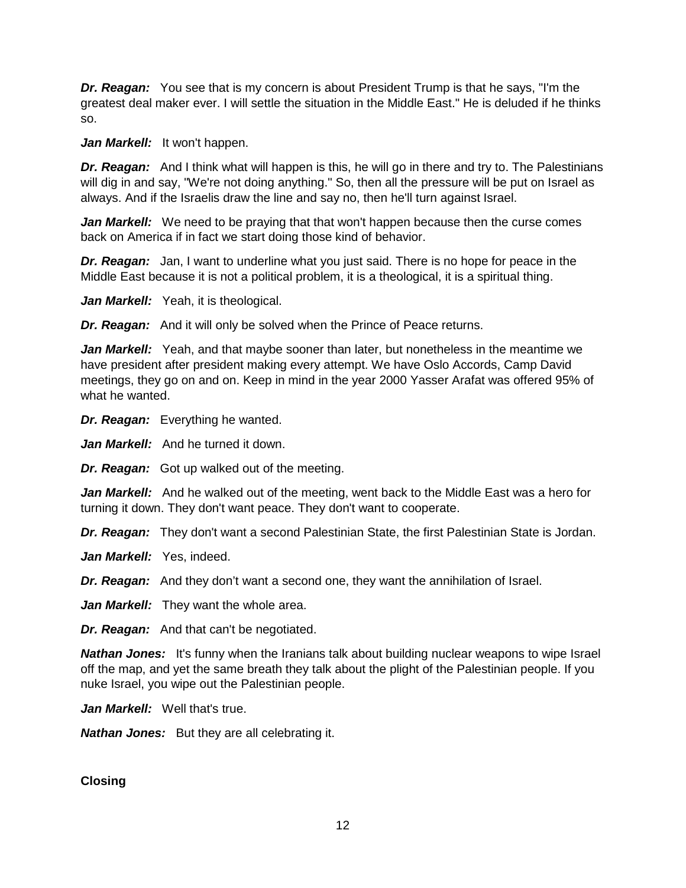***Dr. Reagan:*** You see that is my concern is about President Trump is that he says, "I'm the greatest deal maker ever. I will settle the situation in the Middle East." He is deluded if he thinks so.

***Jan Markell:*** It won't happen.

***Dr. Reagan:*** And I think what will happen is this, he will go in there and try to. The Palestinians will dig in and say, "We're not doing anything." So, then all the pressure will be put on Israel as always. And if the Israelis draw the line and say no, then he'll turn against Israel.

***Jan Markell:*** We need to be praying that that won't happen because then the curse comes back on America if in fact we start doing those kind of behavior.

***Dr. Reagan:*** Jan, I want to underline what you just said. There is no hope for peace in the Middle East because it is not a political problem, it is a theological, it is a spiritual thing.

***Jan Markell:*** Yeah, it is theological.

***Dr. Reagan:*** And it will only be solved when the Prince of Peace returns.

***Jan Markell:*** Yeah, and that maybe sooner than later, but nonetheless in the meantime we have president after president making every attempt. We have Oslo Accords, Camp David meetings, they go on and on. Keep in mind in the year 2000 Yasser Arafat was offered 95% of what he wanted.

***Dr. Reagan:*** Everything he wanted.

***Jan Markell:*** And he turned it down.

***Dr. Reagan:*** Got up walked out of the meeting.

***Jan Markell:*** And he walked out of the meeting, went back to the Middle East was a hero for turning it down. They don't want peace. They don't want to cooperate.

***Dr. Reagan:*** They don't want a second Palestinian State, the first Palestinian State is Jordan.

***Jan Markell:*** Yes, indeed.

***Dr. Reagan:*** And they don't want a second one, they want the annihilation of Israel.

***Jan Markell:*** They want the whole area.

***Dr. Reagan:*** And that can't be negotiated.

***Nathan Jones:*** It's funny when the Iranians talk about building nuclear weapons to wipe Israel off the map, and yet the same breath they talk about the plight of the Palestinian people. If you nuke Israel, you wipe out the Palestinian people.

***Jan Markell:*** Well that's true.

***Nathan Jones:*** But they are all celebrating it.

**Closing**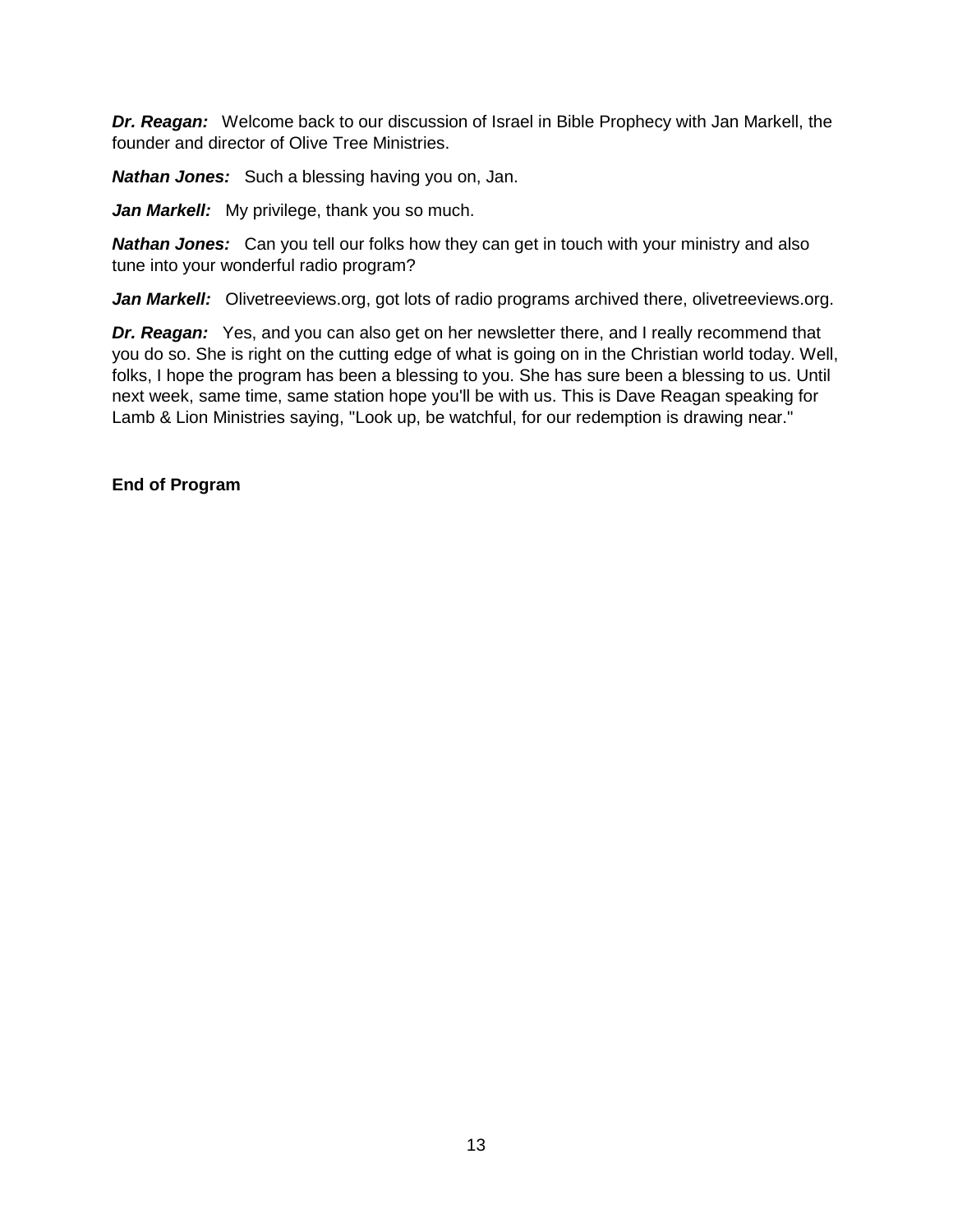***Dr. Reagan:*** Welcome back to our discussion of Israel in Bible Prophecy with Jan Markell, the founder and director of Olive Tree Ministries.

***Nathan Jones:*** Such a blessing having you on, Jan.

***Jan Markell:*** My privilege, thank you so much.

***Nathan Jones:*** Can you tell our folks how they can get in touch with your ministry and also tune into your wonderful radio program?

***Jan Markell:*** Olivetreeviews.org, got lots of radio programs archived there, olivetreeviews.org.

***Dr. Reagan:*** Yes, and you can also get on her newsletter there, and I really recommend that you do so. She is right on the cutting edge of what is going on in the Christian world today. Well, folks, I hope the program has been a blessing to you. She has sure been a blessing to us. Until next week, same time, same station hope you'll be with us. This is Dave Reagan speaking for Lamb & Lion Ministries saying, "Look up, be watchful, for our redemption is drawing near."

**End of Program**